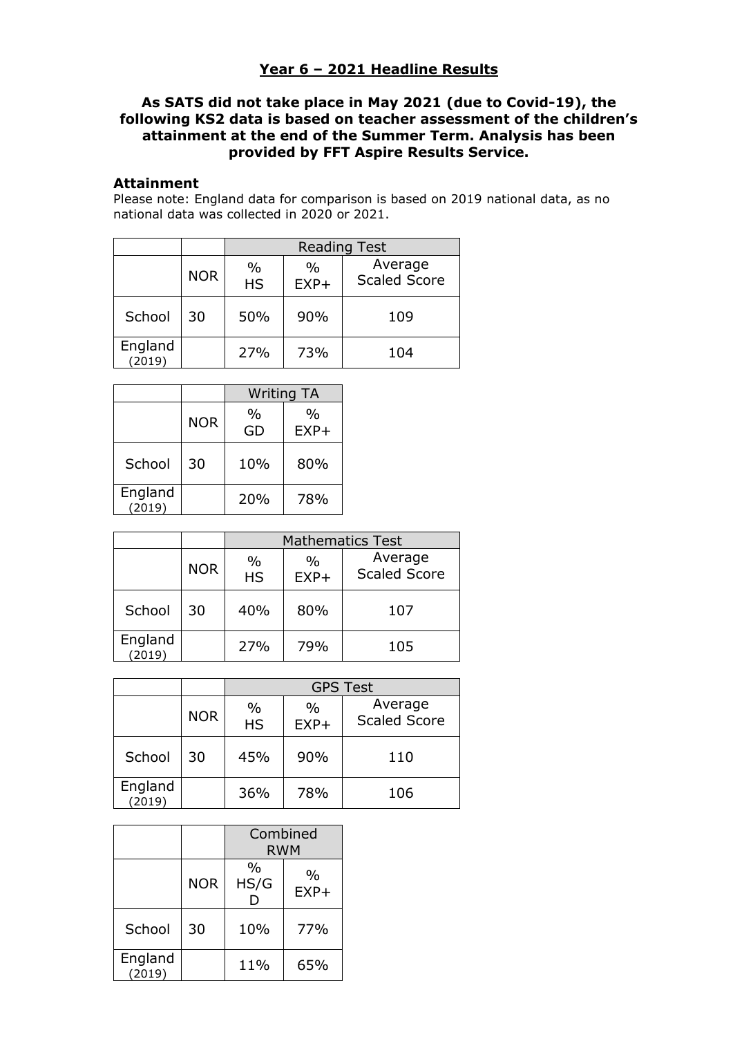# Year 6 – 2021 Headline Results

**As SATS did not take place in May 2021 (due to Covid-19), the following KS2 data is based on teacher assessment of the children's attainment at the end of the Summer Term. Analysis has been provided by FFT Aspire Results Service.**

### Attainment

Please note: England data for comparison is based on 2019 national data, as no national data was collected in 2020 or 2021.

| | | Reading Test | | |
|---|---|---|---|---|
| | NOR | % HS | % EXP+ | Average Scaled Score |
| School | 30 | 50% | 90% | 109 |
| England (2019) | | 27% | 73% | 104 |

| | | Writing TA | |
|---|---|---|---|
| | NOR | % GD | % EXP+ |
| School | 30 | 10% | 80% |
| England (2019) | | 20% | 78% |

| | | Mathematics Test | | |
|---|---|---|---|---|
| | NOR | % HS | % EXP+ | Average Scaled Score |
| School | 30 | 40% | 80% | 107 |
| England (2019) | | 27% | 79% | 105 |

| | | GPS Test | | |
|---|---|---|---|---|
| | NOR | % HS | % EXP+ | Average Scaled Score |
| School | 30 | 45% | 90% | 110 |
| England (2019) | | 36% | 78% | 106 |

| | | Combined RWM | |
|---|---|---|---|
| | NOR | % HS/GD | % EXP+ |
| School | 30 | 10% | 77% |
| England (2019) | | 11% | 65% |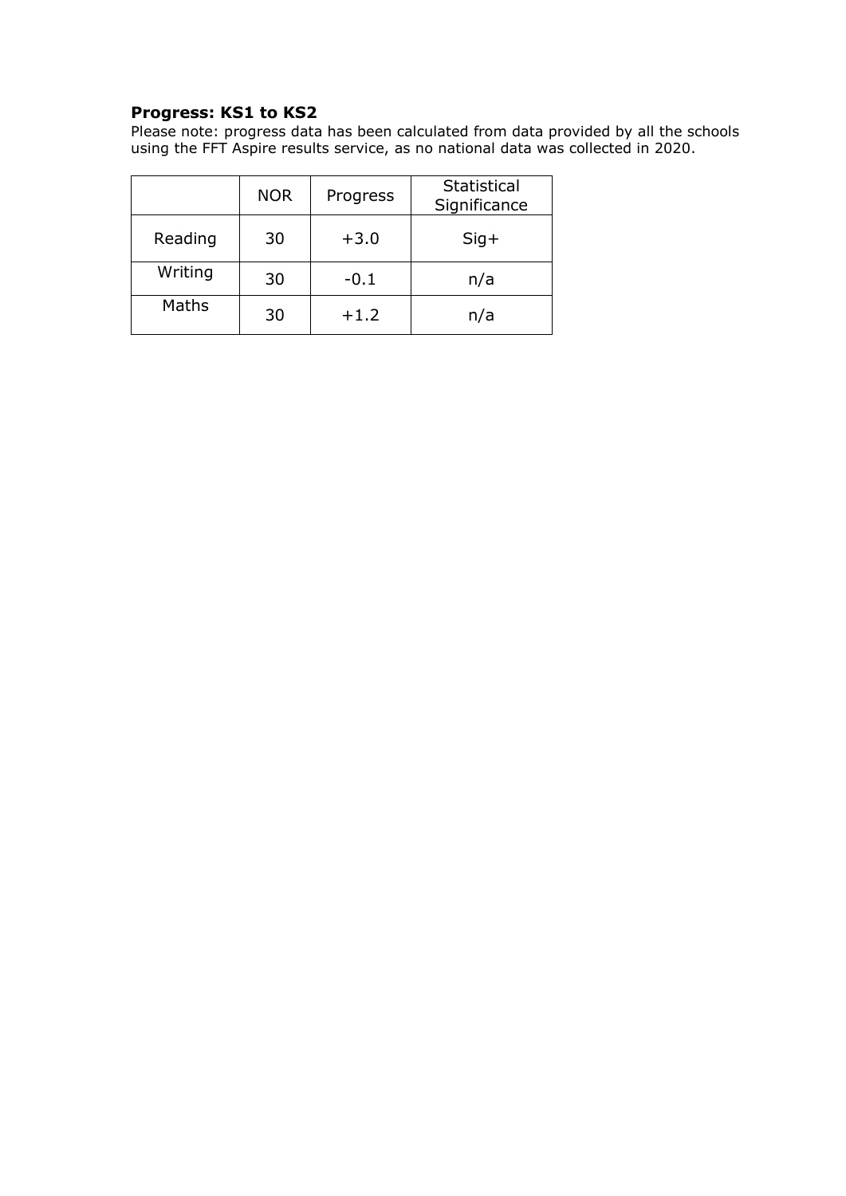**Progress: KS1 to KS2**

Please note: progress data has been calculated from data provided by all the schools using the FFT Aspire results service, as no national data was collected in 2020.

| | NOR | Progress | Statistical Significance |
|---|---|---|---|
| Reading | 30 | +3.0 | Sig+ |
| Writing | 30 | -0.1 | n/a |
| Maths | 30 | +1.2 | n/a |